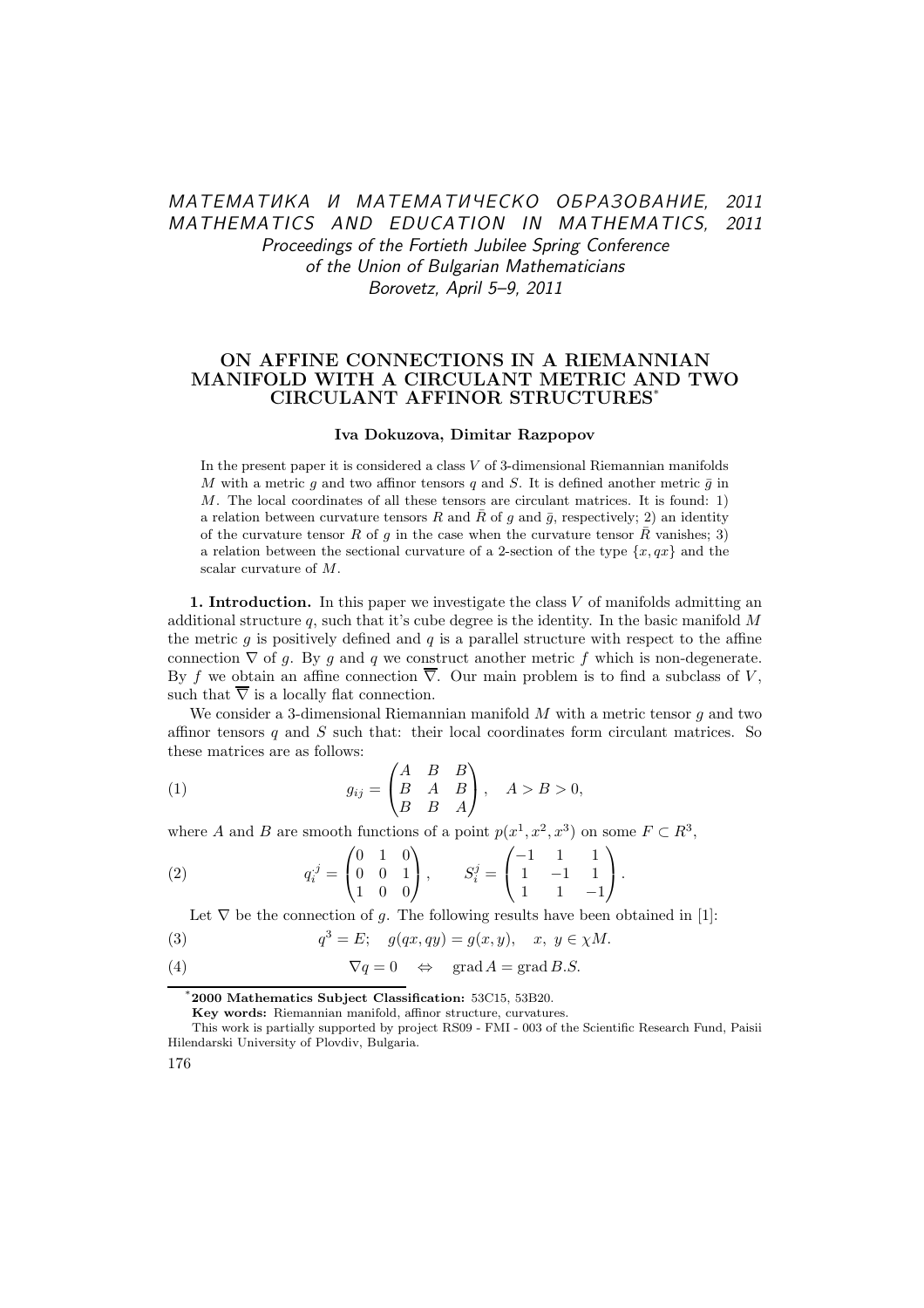# ON AFFINE CONNECTIONS IN A RIEMANNIAN MANIFOLD WITH A CIRCULANT METRIC AND TWO CIRCULANT AFFINOR STRUCTURES*

**Iva Dokuzova, Dimitar Razpopov**

In the present paper it is considered a class $V$ of 3-dimensional Riemannian manifolds $M$ with a metric $g$ and two affinor tensors $q$ and $S$. It is defined another metric $\bar{g}$ in $M$. The local coordinates of all these tensors are circulant matrices. It is found: 1) a relation between curvature tensors $R$ and $\bar{R}$ of $g$ and $\bar{g}$, respectively; 2) an identity of the curvature tensor $R$ of $g$ in the case when the curvature tensor $\bar{R}$ vanishes; 3) a relation between the sectional curvature of a 2-section of the type $\{x, qx\}$ and the scalar curvature of $M$.

**1. Introduction.** In this paper we investigate the class $V$ of manifolds admitting an additional structure $q$, such that it's cube degree is the identity. In the basic manifold $M$ the metric $g$ is positively defined and $q$ is a parallel structure with respect to the affine connection $\nabla$ of $g$. By $g$ and $q$ we construct another metric $f$ which is non-degenerate. By $f$ we obtain an affine connection $\overline{\nabla}$. Our main problem is to find a subclass of $V$, such that $\overline{\nabla}$ is a locally flat connection.

We consider a 3-dimensional Riemannian manifold $M$ with a metric tensor $g$ and two affinor tensors $q$ and $S$ such that: their local coordinates form circulant matrices. So these matrices are as follows:

$$g_{ij} = \begin{pmatrix} A & B & B \\ B & A & B \\ B & B & A \end{pmatrix}, \quad A > B > 0, \tag{1}$$

where $A$ and $B$ are smooth functions of a point $p(x^1, x^2, x^3)$ on some $F \subset R^3$,

$$q_i^{.j} = \begin{pmatrix} 0 & 1 & 0 \\ 0 & 0 & 1 \\ 1 & 0 & 0 \end{pmatrix}, \qquad S_i^j = \begin{pmatrix} -1 & 1 & 1 \\ 1 & -1 & 1 \\ 1 & 1 & -1 \end{pmatrix}. \tag{2}$$

Let $\nabla$ be the connection of $g$. The following results have been obtained in [1]:

$$q^3 = E; \quad g(qx, qy) = g(x, y), \quad x, \ y \in \chi M. \tag{3}$$

$$\nabla q = 0 \quad \Leftrightarrow \quad \operatorname{grad} A = \operatorname{grad} B.S. \tag{4}$$

---

*2000 **Mathematics Subject Classification:** 53C15, 53B20.

**Key words:** Riemannian manifold, affinor structure, curvatures.

This work is partially supported by project RS09 - FMI - 003 of the Scientific Research Fund, Paisii Hilendarski University of Plovdiv, Bulgaria.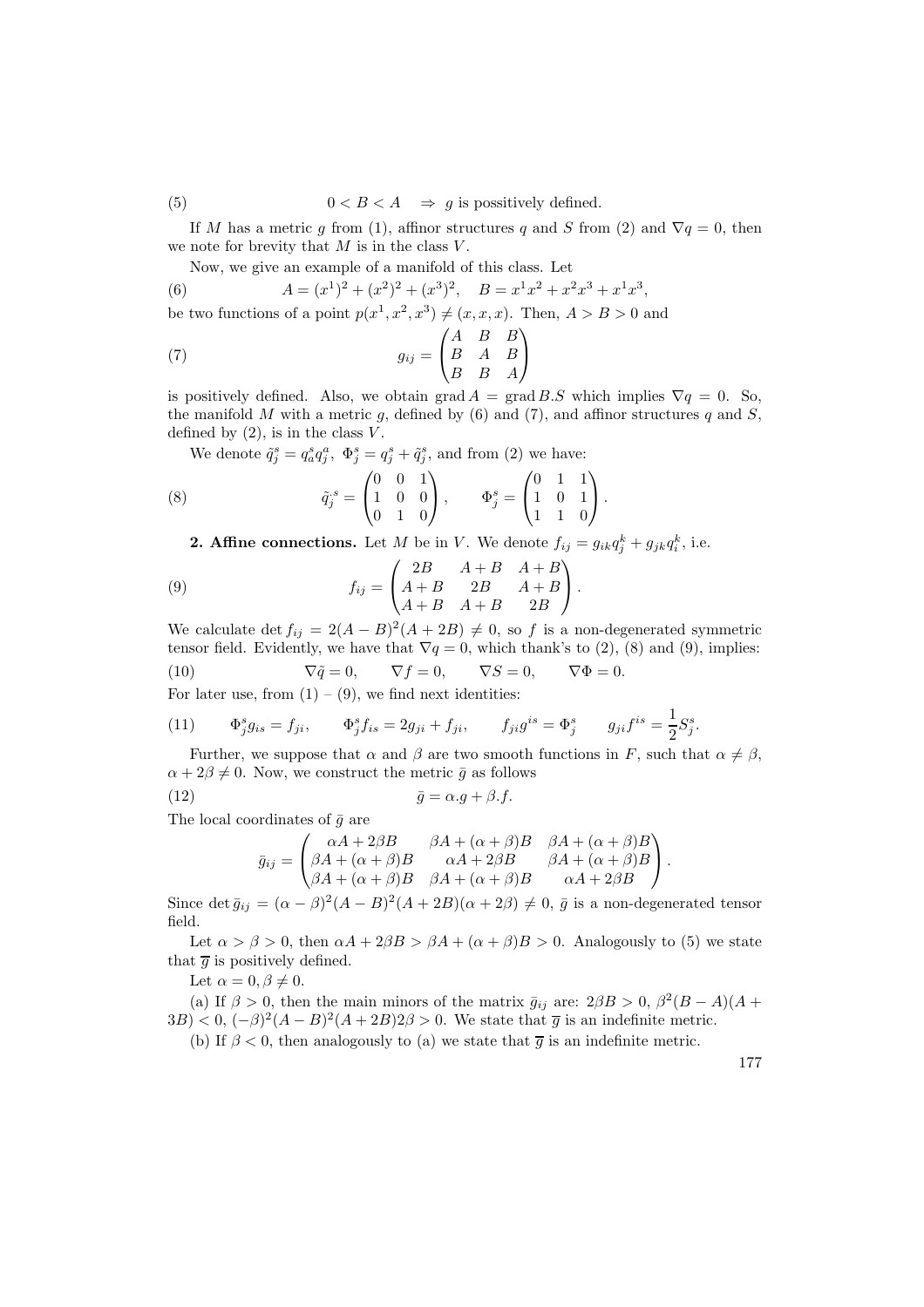$$(5) \qquad 0 < B < A \quad \Rightarrow \; g \text{ is possitively defined.}$$

If $M$ has a metric $g$ from (1), affinor structures $q$ and $S$ from (2) and $\nabla q = 0$, then we note for brevity that $M$ is in the class $V$.

Now, we give an example of a manifold of this class. Let

$$(6) \qquad A = (x^1)^2 + (x^2)^2 + (x^3)^2, \quad B = x^1x^2 + x^2x^3 + x^1x^3,$$

be two functions of a point $p(x^1, x^2, x^3) \neq (x, x, x)$. Then, $A > B > 0$ and

$$(7) \qquad g_{ij} = \begin{pmatrix} A & B & B \\ B & A & B \\ B & B & A \end{pmatrix}$$

is positively defined. Also, we obtain $\operatorname{grad} A = \operatorname{grad} B.S$ which implies $\nabla q = 0$. So, the manifold $M$ with a metric $g$, defined by (6) and (7), and affinor structures $q$ and $S$, defined by (2), is in the class $V$.

We denote $\tilde{q}_j^s = q_a^s q_j^a$, $\Phi_j^s = q_j^s + \tilde{q}_j^s$, and from (2) we have:

$$(8) \qquad \tilde{q}_j^{\,s} = \begin{pmatrix} 0 & 0 & 1 \\ 1 & 0 & 0 \\ 0 & 1 & 0 \end{pmatrix}, \qquad \Phi_j^s = \begin{pmatrix} 0 & 1 & 1 \\ 1 & 0 & 1 \\ 1 & 1 & 0 \end{pmatrix}.$$

**2. Affine connections.** Let $M$ be in $V$. We denote $f_{ij} = g_{ik}q_j^k + g_{jk}q_i^k$, i.e.

$$(9) \qquad f_{ij} = \begin{pmatrix} 2B & A+B & A+B \\ A+B & 2B & A+B \\ A+B & A+B & 2B \end{pmatrix}.$$

We calculate $\det f_{ij} = 2(A-B)^2(A+2B) \neq 0$, so $f$ is a non-degenerated symmetric tensor field. Evidently, we have that $\nabla q = 0$, which thank's to (2), (8) and (9), implies:

$$(10) \qquad \nabla \tilde{q} = 0, \qquad \nabla f = 0, \qquad \nabla S = 0, \qquad \nabla \Phi = 0.$$

For later use, from (1) – (9), we find next identities:

$$(11) \qquad \Phi_j^s g_{is} = f_{ji}, \qquad \Phi_j^s f_{is} = 2g_{ji} + f_{ji}, \qquad f_{ji}g^{is} = \Phi_j^s \qquad g_{ji}f^{is} = \frac{1}{2}S_j^s.$$

Further, we suppose that $\alpha$ and $\beta$ are two smooth functions in $F$, such that $\alpha \neq \beta$, $\alpha + 2\beta \neq 0$. Now, we construct the metric $\bar{g}$ as follows

$$(12) \qquad \bar{g} = \alpha.g + \beta.f.$$

The local coordinates of $\bar{g}$ are

$$\bar{g}_{ij} = \begin{pmatrix} \alpha A + 2\beta B & \beta A + (\alpha+\beta)B & \beta A + (\alpha+\beta)B \\ \beta A + (\alpha+\beta)B & \alpha A + 2\beta B & \beta A + (\alpha+\beta)B \\ \beta A + (\alpha+\beta)B & \beta A + (\alpha+\beta)B & \alpha A + 2\beta B \end{pmatrix}.$$

Since $\det \bar{g}_{ij} = (\alpha-\beta)^2(A-B)^2(A+2B)(\alpha+2\beta) \neq 0$, $\bar{g}$ is a non-degenerated tensor field.

Let $\alpha > \beta > 0$, then $\alpha A + 2\beta B > \beta A + (\alpha+\beta)B > 0$. Analogously to (5) we state that $\overline{g}$ is positively defined.

Let $\alpha = 0, \beta \neq 0$.

(a) If $\beta > 0$, then the main minors of the matrix $\bar{g}_{ij}$ are: $2\beta B > 0$, $\beta^2(B-A)(A+3B) < 0$, $(-\beta)^2(A-B)^2(A+2B)2\beta > 0$. We state that $\overline{g}$ is an indefinite metric.

(b) If $\beta < 0$, then analogously to (a) we state that $\overline{g}$ is an indefinite metric.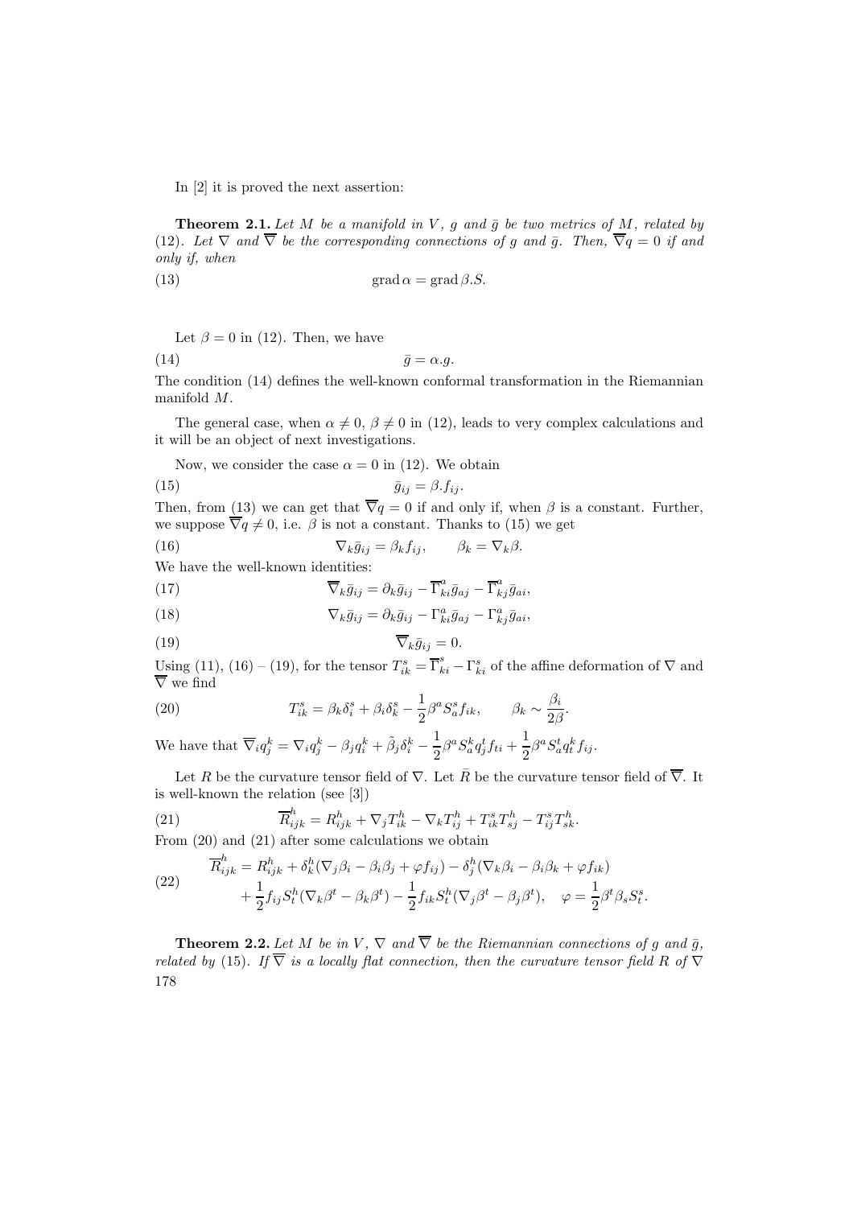In [2] it is proved the next assertion:

**Theorem 2.1.** *Let $M$ be a manifold in $V$, $g$ and $\bar{g}$ be two metrics of $M$, related by (12). Let $\nabla$ and $\overline{\nabla}$ be the corresponding connections of $g$ and $\bar{g}$. Then, $\overline{\nabla} q = 0$ if and only if, when*

$$\operatorname{grad} \alpha = \operatorname{grad} \beta . S. \tag{13}$$

Let $\beta = 0$ in (12). Then, we have

$$\bar{g} = \alpha . g. \tag{14}$$

The condition (14) defines the well-known conformal transformation in the Riemannian manifold $M$.

The general case, when $\alpha \neq 0$, $\beta \neq 0$ in (12), leads to very complex calculations and it will be an object of next investigations.

Now, we consider the case $\alpha = 0$ in (12). We obtain

$$\bar{g}_{ij} = \beta . f_{ij}. \tag{15}$$

Then, from (13) we can get that $\overline{\nabla} q = 0$ if and only if, when $\beta$ is a constant. Further, we suppose $\overline{\nabla} q \neq 0$, i.e. $\beta$ is not a constant. Thanks to (15) we get

$$\nabla_k \bar{g}_{ij} = \beta_k f_{ij}, \qquad \beta_k = \nabla_k \beta. \tag{16}$$

We have the well-known identities:

$$\overline{\nabla}_k \bar{g}_{ij} = \partial_k \bar{g}_{ij} - \overline{\Gamma}^a_{ki} \bar{g}_{aj} - \overline{\Gamma}^a_{kj} \bar{g}_{ai}, \tag{17}$$

$$\nabla_k \bar{g}_{ij} = \partial_k \bar{g}_{ij} - \Gamma^a_{ki} \bar{g}_{aj} - \Gamma^a_{kj} \bar{g}_{ai}, \tag{18}$$

$$\overline{\nabla}_k \bar{g}_{ij} = 0. \tag{19}$$

Using (11), (16) – (19), for the tensor $T^s_{ik} = \overline{\Gamma}^s_{ki} - \Gamma^s_{ki}$ of the affine deformation of $\nabla$ and $\overline{\nabla}$ we find

$$T^s_{ik} = \beta_k \delta^s_i + \beta_i \delta^s_k - \frac{1}{2} \beta^a S^s_a f_{ik}, \qquad \beta_k \sim \frac{\beta_i}{2\beta}. \tag{20}$$

We have that $\overline{\nabla}_i q^k_j = \nabla_i q^k_j - \beta_j q^k_i + \tilde{\beta}_j \delta^k_i - \frac{1}{2} \beta^a S^k_a q^t_j f_{ti} + \frac{1}{2} \beta^a S^t_a q^k_t f_{ij}$.

Let $R$ be the curvature tensor field of $\nabla$. Let $\bar{R}$ be the curvature tensor field of $\overline{\nabla}$. It is well-known the relation (see [3])

$$\overline{R}^h_{ijk} = R^h_{ijk} + \nabla_j T^h_{ik} - \nabla_k T^h_{ij} + T^s_{ik} T^h_{sj} - T^s_{ij} T^h_{sk}. \tag{21}$$

From (20) and (21) after some calculations we obtain

$$\begin{aligned} \overline{R}^h_{ijk} &= R^h_{ijk} + \delta^h_k (\nabla_j \beta_i - \beta_i \beta_j + \varphi f_{ij}) - \delta^h_j (\nabla_k \beta_i - \beta_i \beta_k + \varphi f_{ik}) \\ &\quad + \frac{1}{2} f_{ij} S^h_t (\nabla_k \beta^t - \beta_k \beta^t) - \frac{1}{2} f_{ik} S^h_t (\nabla_j \beta^t - \beta_j \beta^t), \quad \varphi = \frac{1}{2} \beta^t \beta_s S^s_t. \end{aligned} \tag{22}$$

**Theorem 2.2.** *Let $M$ be in $V$, $\nabla$ and $\overline{\nabla}$ be the Riemannian connections of $g$ and $\bar{g}$, related by (15). If $\overline{\nabla}$ is a locally flat connection, then the curvature tensor field $R$ of $\nabla$*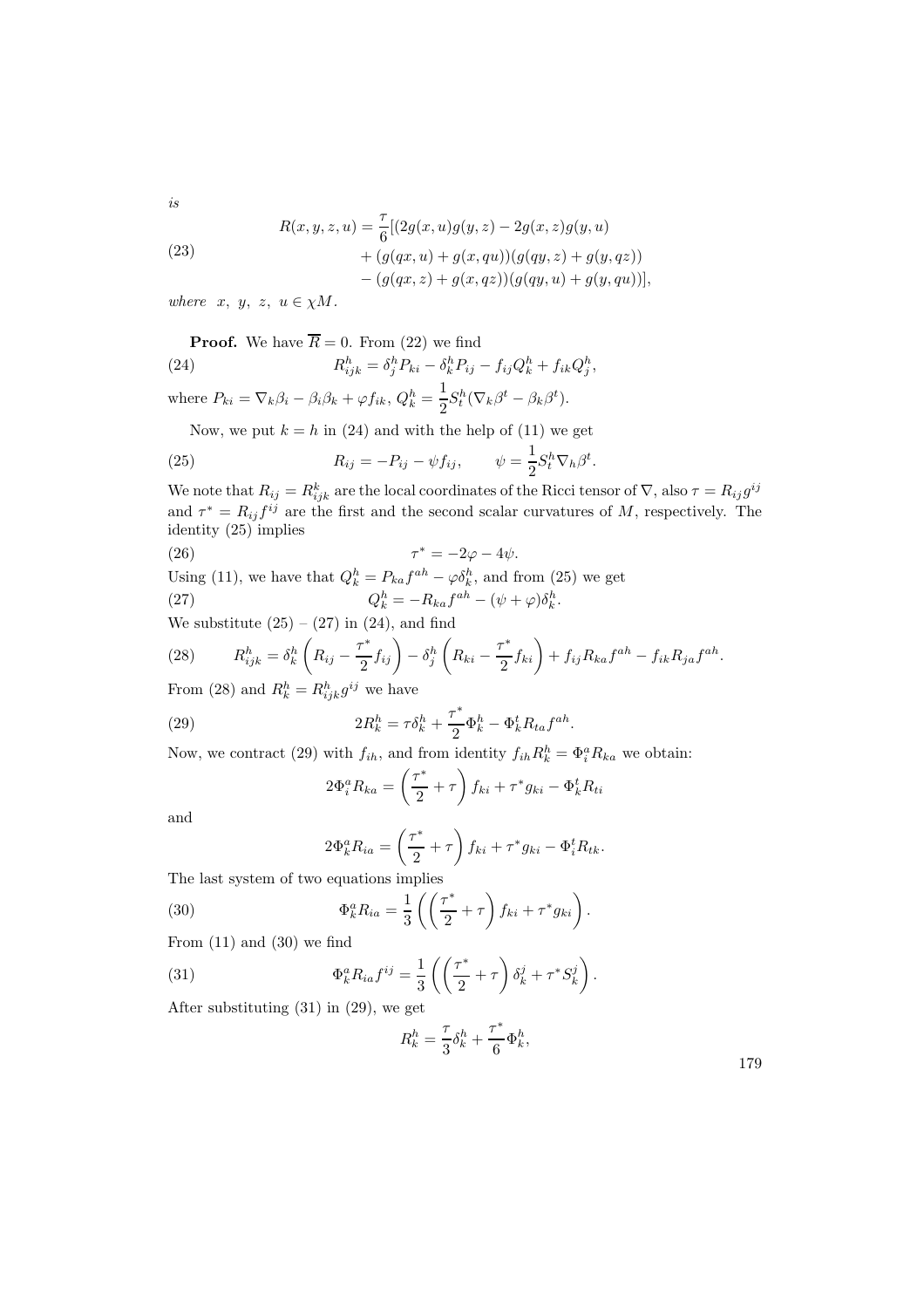*is*

$$
\begin{aligned}
R(x,y,z,u) = \frac{\tau}{6}[&(2g(x,u)g(y,z) - 2g(x,z)g(y,u) \\
&+ (g(qx,u) + g(x,qu))(g(qy,z) + g(y,qz)) \\
&- (g(qx,z) + g(x,qz))(g(qy,u) + g(y,qu))],
\end{aligned} \tag{23}
$$

*where* $x,\ y,\ z,\ u \in \chi M$.

**Proof.** We have $\overline{R} = 0$. From (22) we find

$$
R^h_{ijk} = \delta^h_j P_{ki} - \delta^h_k P_{ij} - f_{ij} Q^h_k + f_{ik} Q^h_j, \tag{24}
$$

where $P_{ki} = \nabla_k \beta_i - \beta_i \beta_k + \varphi f_{ik}$, $Q^h_k = \dfrac{1}{2} S^h_t (\nabla_k \beta^t - \beta_k \beta^t)$.

Now, we put $k = h$ in (24) and with the help of (11) we get

$$
R_{ij} = -P_{ij} - \psi f_{ij}, \qquad \psi = \frac{1}{2} S^h_t \nabla_h \beta^t. \tag{25}
$$

We note that $R_{ij} = R^k_{ijk}$ are the local coordinates of the Ricci tensor of $\nabla$, also $\tau = R_{ij} g^{ij}$ and $\tau^* = R_{ij} f^{ij}$ are the first and the second scalar curvatures of $M$, respectively. The identity (25) implies

$$
\tau^* = -2\varphi - 4\psi. \tag{26}
$$

Using (11), we have that $Q^h_k = P_{ka} f^{ah} - \varphi \delta^h_k$, and from (25) we get

$$
Q^h_k = -R_{ka} f^{ah} - (\psi + \varphi) \delta^h_k. \tag{27}
$$

We substitute (25) – (27) in (24), and find

$$
R^h_{ijk} = \delta^h_k \left( R_{ij} - \frac{\tau^*}{2} f_{ij} \right) - \delta^h_j \left( R_{ki} - \frac{\tau^*}{2} f_{ki} \right) + f_{ij} R_{ka} f^{ah} - f_{ik} R_{ja} f^{ah}. \tag{28}
$$

From (28) and $R^h_k = R^h_{ijk} g^{ij}$ we have

$$
2R^h_k = \tau \delta^h_k + \frac{\tau^*}{2} \Phi^h_k - \Phi^t_k R_{ta} f^{ah}. \tag{29}
$$

Now, we contract (29) with $f_{ih}$, and from identity $f_{ih} R^h_k = \Phi^a_i R_{ka}$ we obtain:

$$
2\Phi^a_i R_{ka} = \left( \frac{\tau^*}{2} + \tau \right) f_{ki} + \tau^* g_{ki} - \Phi^t_k R_{ti}
$$

and

$$
2\Phi^a_k R_{ia} = \left( \frac{\tau^*}{2} + \tau \right) f_{ki} + \tau^* g_{ki} - \Phi^t_i R_{tk}.
$$

The last system of two equations implies

$$
\Phi^a_k R_{ia} = \frac{1}{3} \left( \left( \frac{\tau^*}{2} + \tau \right) f_{ki} + \tau^* g_{ki} \right). \tag{30}
$$

From (11) and (30) we find

$$
\Phi^a_k R_{ia} f^{ij} = \frac{1}{3} \left( \left( \frac{\tau^*}{2} + \tau \right) \delta^j_k + \tau^* S^j_k \right). \tag{31}
$$

After substituting (31) in (29), we get

$$
R^h_k = \frac{\tau}{3} \delta^h_k + \frac{\tau^*}{6} \Phi^h_k,
$$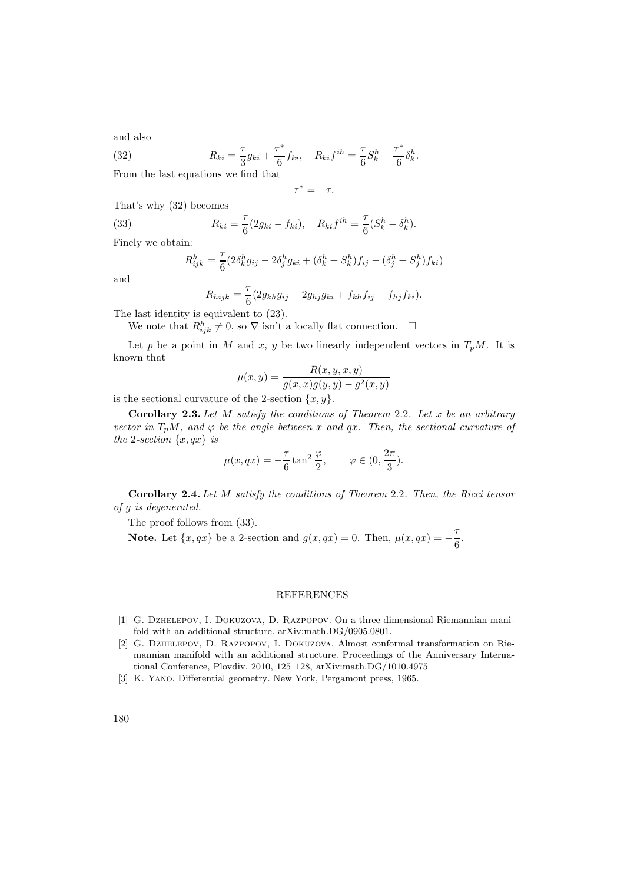and also

$$R_{ki} = \frac{\tau}{3} g_{ki} + \frac{\tau^*}{6} f_{ki}, \quad R_{ki} f^{ih} = \frac{\tau}{6} S_k^h + \frac{\tau^*}{6} \delta_k^h. \tag{32}$$

From the last equations we find that

$$\tau^* = -\tau.$$

That's why (32) becomes

$$R_{ki} = \frac{\tau}{6}(2g_{ki} - f_{ki}), \quad R_{ki} f^{ih} = \frac{\tau}{6}(S_k^h - \delta_k^h). \tag{33}$$

Finely we obtain:

$$R_{ijk}^h = \frac{\tau}{6}(2\delta_k^h g_{ij} - 2\delta_j^h g_{ki} + (\delta_k^h + S_k^h) f_{ij} - (\delta_j^h + S_j^h) f_{ki})$$

and

$$R_{hijk} = \frac{\tau}{6}(2g_{kh} g_{ij} - 2g_{hj} g_{ki} + f_{kh} f_{ij} - f_{hj} f_{ki}).$$

The last identity is equivalent to (23).

We note that $R_{ijk}^h \neq 0$, so $\nabla$ isn't a locally flat connection. □

Let $p$ be a point in $M$ and $x$, $y$ be two linearly independent vectors in $T_pM$. It is known that

$$\mu(x, y) = \frac{R(x, y, x, y)}{g(x, x)g(y, y) - g^2(x, y)}$$

is the sectional curvature of the 2-section $\{x, y\}$.

**Corollary 2.3.** *Let $M$ satisfy the conditions of Theorem 2.2. Let $x$ be an arbitrary vector in $T_pM$, and $\varphi$ be the angle between $x$ and $qx$. Then, the sectional curvature of the 2-section $\{x, qx\}$ is*

$$\mu(x, qx) = -\frac{\tau}{6} \tan^2 \frac{\varphi}{2}, \qquad \varphi \in (0, \frac{2\pi}{3}).$$

**Corollary 2.4.** *Let $M$ satisfy the conditions of Theorem 2.2. Then, the Ricci tensor of $g$ is degenerated.*

The proof follows from (33).

**Note.** Let $\{x, qx\}$ be a 2-section and $g(x, qx) = 0$. Then, $\mu(x, qx) = -\dfrac{\tau}{6}$.

## REFERENCES

[1] G. Dzhelepov, I. Dokuzova, D. Razpopov. On a three dimensional Riemannian manifold with an additional structure. arXiv:math.DG/0905.0801.

[2] G. Dzhelepov, D. Razpopov, I. Dokuzova. Almost conformal transformation on Riemannian manifold with an additional structure. Proceedings of the Anniversary International Conference, Plovdiv, 2010, 125–128, arXiv:math.DG/1010.4975

[3] K. Yano. Differential geometry. New York, Pergamont press, 1965.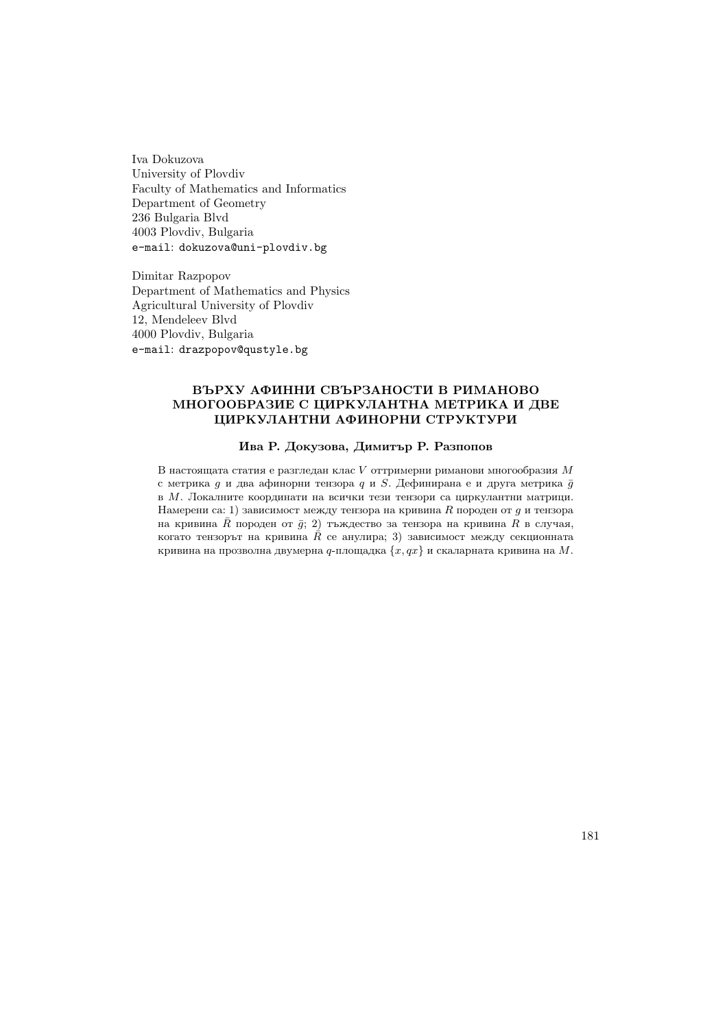Iva Dokuzova
University of Plovdiv
Faculty of Mathematics and Informatics
Department of Geometry
236 Bulgaria Blvd
4003 Plovdiv, Bulgaria
e-mail: dokuzova@uni-plovdiv.bg

Dimitar Razpopov
Department of Mathematics and Physics
Agricultural University of Plovdiv
12, Mendeleev Blvd
4000 Plovdiv, Bulgaria
e-mail: drazpopov@qustyle.bg

## ВЪРХУ АФИННИ СВЪРЗАНОСТИ В РИМАНОВО МНОГООБРАЗИЕ С ЦИРКУЛАНТНА МЕТРИКА И ДВЕ ЦИРКУЛАНТНИ АФИНОРНИ СТРУКТУРИ

**Ива Р. Докузова, Димитър Р. Разпопов**

В настоящата статия е разгледан клас $V$ оттримерни риманови многообразия $M$ с метрика $g$ и два афинорни тензора $q$ и $S$. Дефинирана е и друга метрика $\bar{g}$ в $M$. Локалните координати на всички тези тензори са циркулантни матрици. Намерени са: 1) зависимост между тензора на кривина $R$ породен от $g$ и тензора на кривина $\bar{R}$ породен от $\bar{g}$; 2) тъждество за тензора на кривина $R$ в случая, когато тензорът на кривина $\bar{R}$ се анулира; 3) зависимост между секционната кривина на прозволна двумерна $q$-площадка $\{x, qx\}$ и скаларната кривина на $M$.